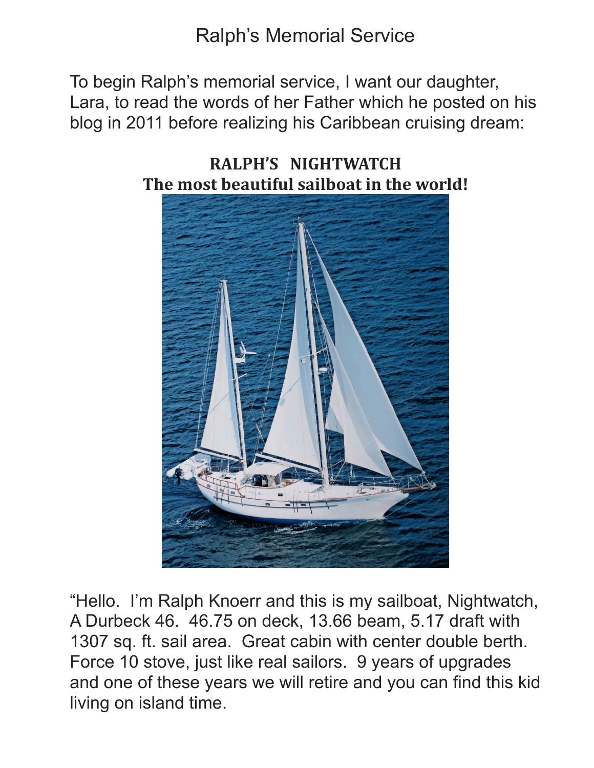# Ralph's Memorial Service

To begin Ralph's memorial service, I want our daughter, Lara, to read the words of her Father which he posted on his blog in 2011 before realizing his Caribbean cruising dream:

**RALPH'S NIGHTWATCH**
**The most beautiful sailboat in the world!**

"Hello. I'm Ralph Knoerr and this is my sailboat, Nightwatch, A Durbeck 46. 46.75 on deck, 13.66 beam, 5.17 draft with 1307 sq. ft. sail area. Great cabin with center double berth. Force 10 stove, just like real sailors. 9 years of upgrades and one of these years we will retire and you can find this kid living on island time.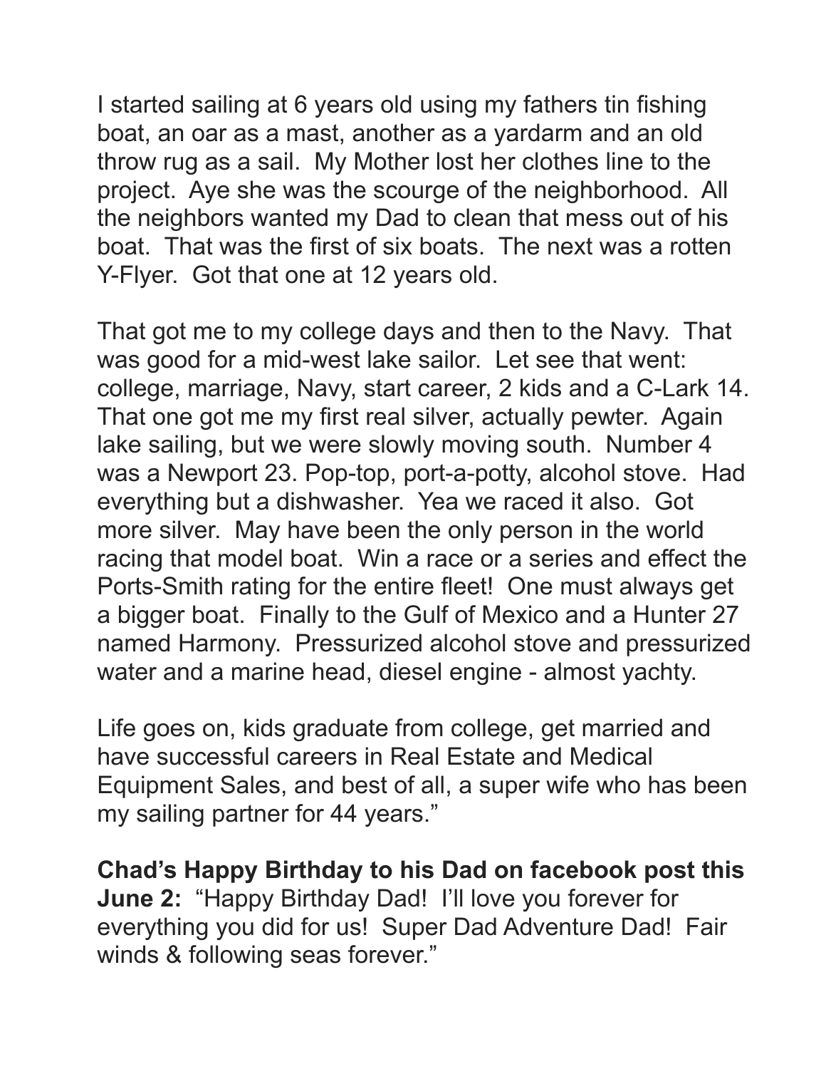I started sailing at 6 years old using my fathers tin fishing boat, an oar as a mast, another as a yardarm and an old throw rug as a sail. My Mother lost her clothes line to the project. Aye she was the scourge of the neighborhood. All the neighbors wanted my Dad to clean that mess out of his boat. That was the first of six boats. The next was a rotten Y-Flyer. Got that one at 12 years old.

That got me to my college days and then to the Navy. That was good for a mid-west lake sailor. Let see that went: college, marriage, Navy, start career, 2 kids and a C-Lark 14. That one got me my first real silver, actually pewter. Again lake sailing, but we were slowly moving south. Number 4 was a Newport 23. Pop-top, port-a-potty, alcohol stove. Had everything but a dishwasher. Yea we raced it also. Got more silver. May have been the only person in the world racing that model boat. Win a race or a series and effect the Ports-Smith rating for the entire fleet! One must always get a bigger boat. Finally to the Gulf of Mexico and a Hunter 27 named Harmony. Pressurized alcohol stove and pressurized water and a marine head, diesel engine - almost yachty.

Life goes on, kids graduate from college, get married and have successful careers in Real Estate and Medical Equipment Sales, and best of all, a super wife who has been my sailing partner for 44 years."

**Chad's Happy Birthday to his Dad on facebook post this June 2:** "Happy Birthday Dad! I'll love you forever for everything you did for us! Super Dad Adventure Dad! Fair winds & following seas forever."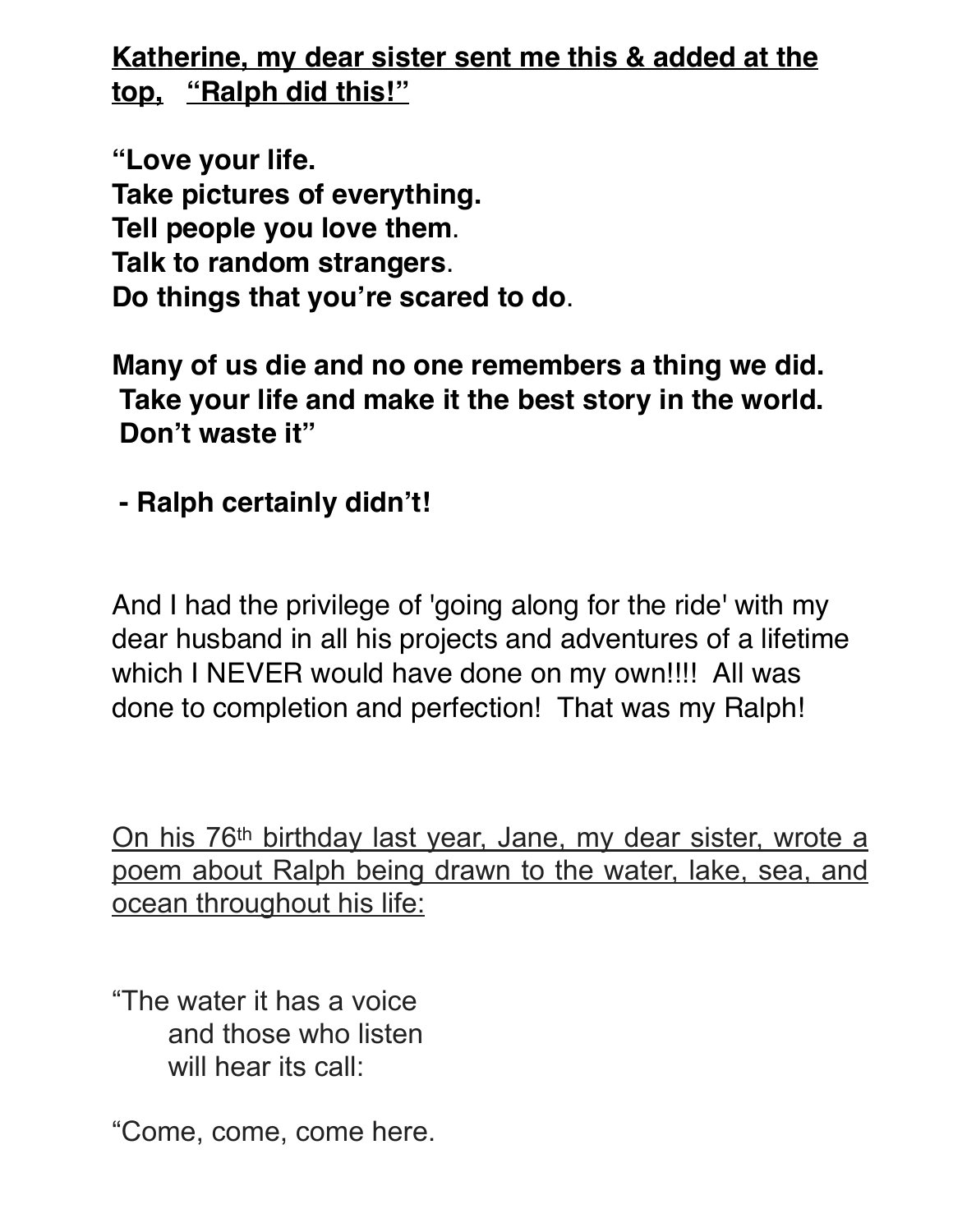<u>**Katherine, my dear sister sent me this & added at the top, "Ralph did this!"**</u>

**"Love your life.**
**Take pictures of everything.**
**Tell people you love them.**
**Talk to random strangers.**
**Do things that you're scared to do.**

**Many of us die and no one remembers a thing we did.**
**Take your life and make it the best story in the world.**
**Don't waste it"**

**- Ralph certainly didn't!**

And I had the privilege of 'going along for the ride' with my dear husband in all his projects and adventures of a lifetime which I NEVER would have done on my own!!!! All was done to completion and perfection! That was my Ralph!

<u>On his 76th birthday last year, Jane, my dear sister, wrote a poem about Ralph being drawn to the water, lake, sea, and ocean throughout his life:</u>

"The water it has a voice
  and those who listen
  will hear its call:

"Come, come, come here.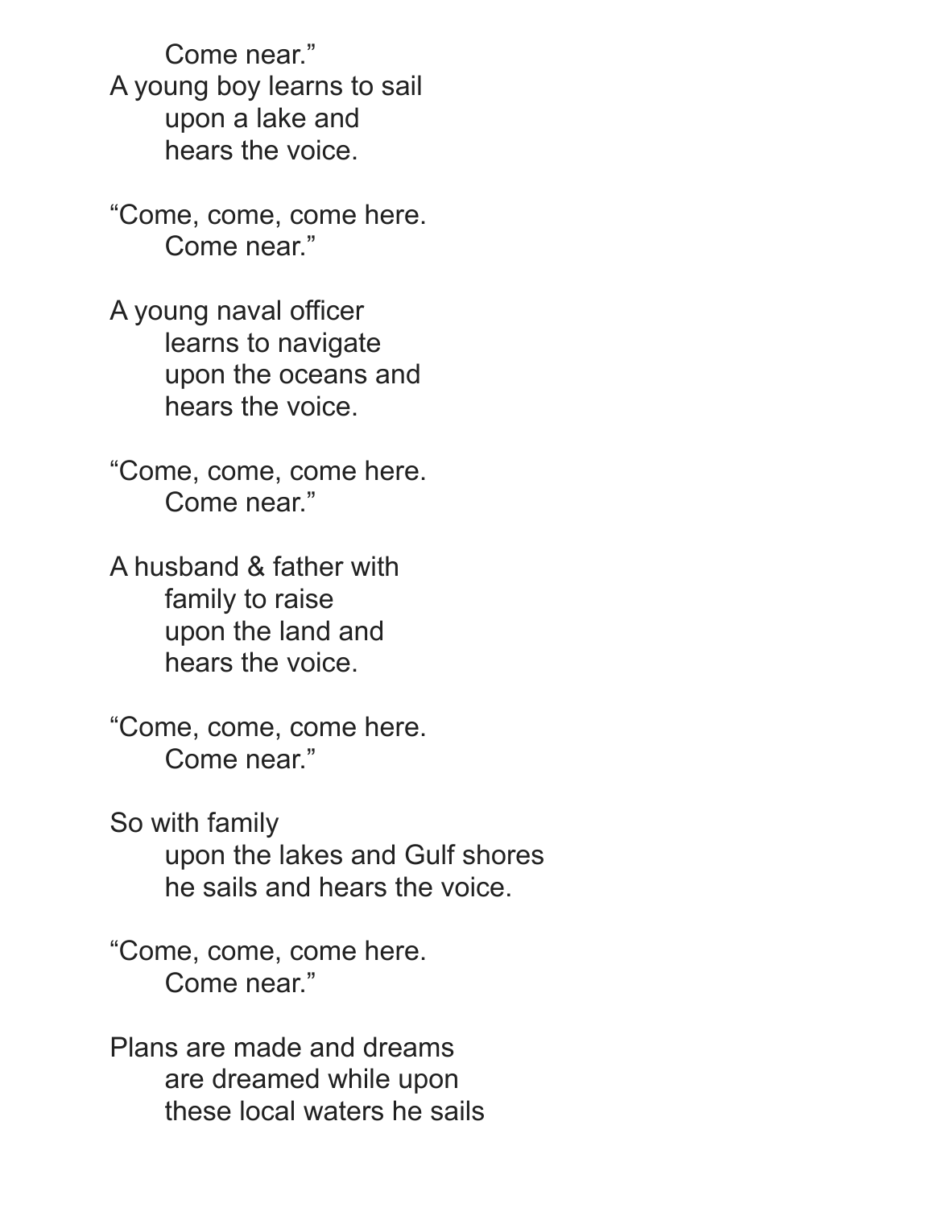Come near."

A young boy learns to sail
upon a lake and
hears the voice.

"Come, come, come here.
Come near."

A young naval officer
learns to navigate
upon the oceans and
hears the voice.

"Come, come, come here.
Come near."

A husband & father with
family to raise
upon the land and
hears the voice.

"Come, come, come here.
Come near."

So with family
upon the lakes and Gulf shores
he sails and hears the voice.

"Come, come, come here.
Come near."

Plans are made and dreams
are dreamed while upon
these local waters he sails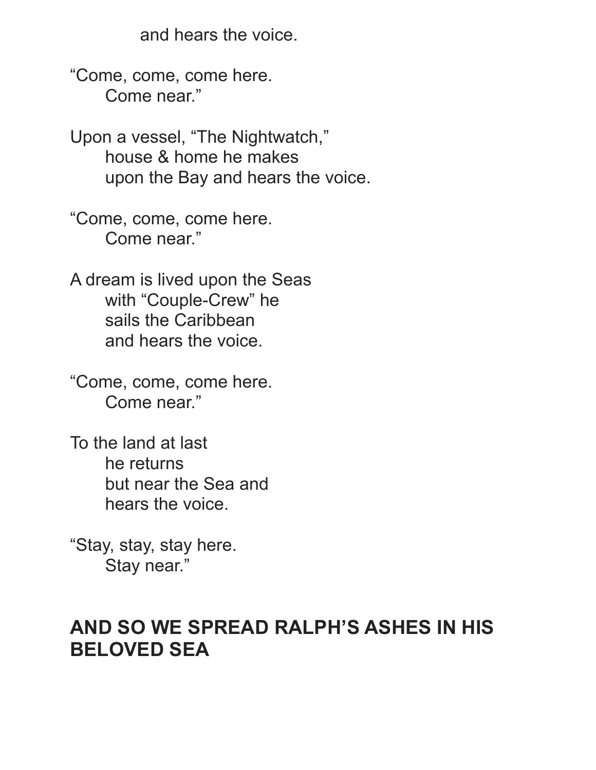and hears the voice.

"Come, come, come here.  
Come near."

Upon a vessel, "The Nightwatch,"  
house & home he makes  
upon the Bay and hears the voice.

"Come, come, come here.  
Come near."

A dream is lived upon the Seas  
with "Couple-Crew" he  
sails the Caribbean  
and hears the voice.

"Come, come, come here.  
Come near."

To the land at last  
he returns  
but near the Sea and  
hears the voice.

"Stay, stay, stay here.  
Stay near."

**AND SO WE SPREAD RALPH'S ASHES IN HIS BELOVED SEA**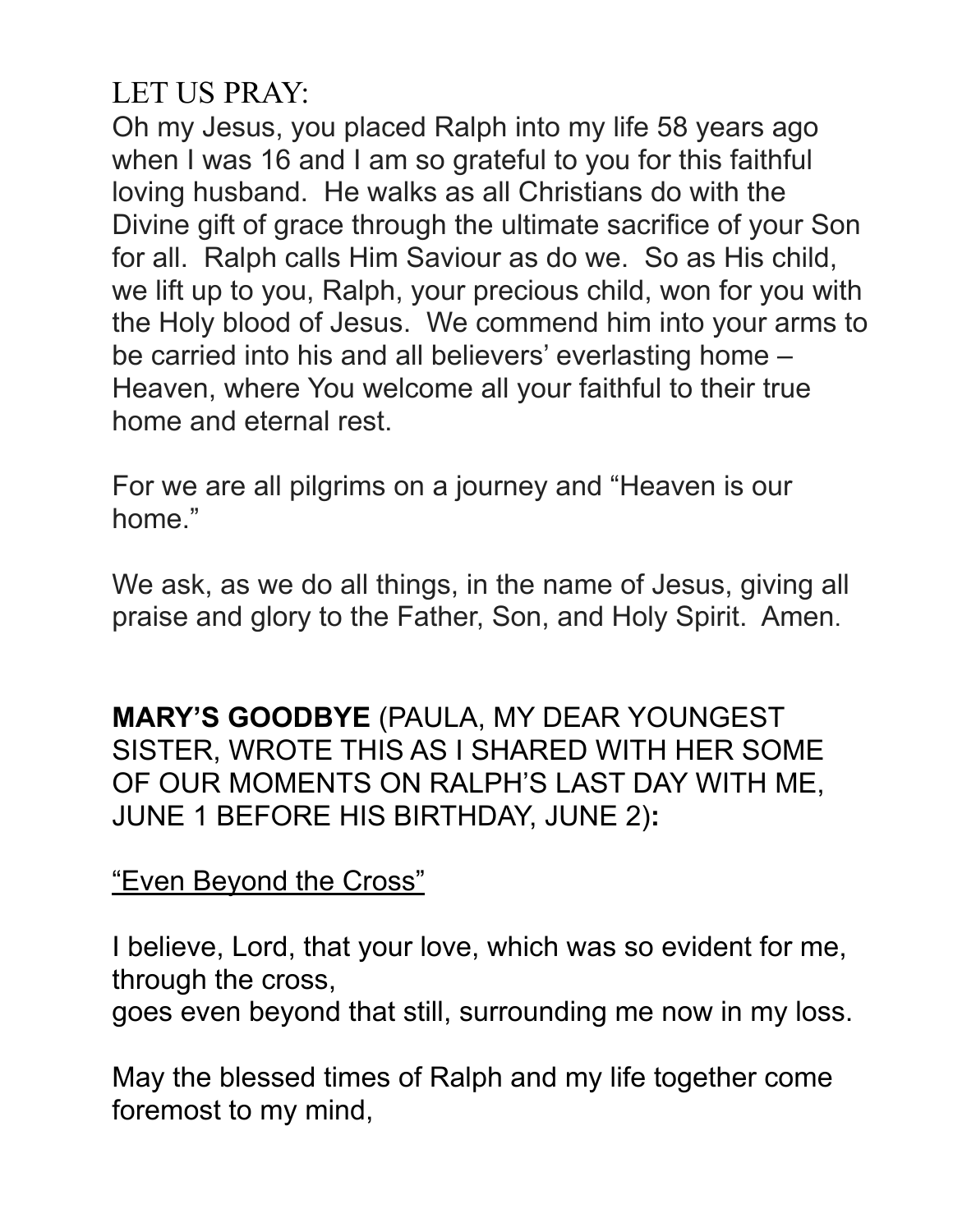LET US PRAY:

Oh my Jesus, you placed Ralph into my life 58 years ago when I was 16 and I am so grateful to you for this faithful loving husband. He walks as all Christians do with the Divine gift of grace through the ultimate sacrifice of your Son for all. Ralph calls Him Saviour as do we. So as His child, we lift up to you, Ralph, your precious child, won for you with the Holy blood of Jesus. We commend him into your arms to be carried into his and all believers' everlasting home – Heaven, where You welcome all your faithful to their true home and eternal rest.

For we are all pilgrims on a journey and "Heaven is our home."

We ask, as we do all things, in the name of Jesus, giving all praise and glory to the Father, Son, and Holy Spirit. Amen.

**MARY'S GOODBYE** (PAULA, MY DEAR YOUNGEST SISTER, WROTE THIS AS I SHARED WITH HER SOME OF OUR MOMENTS ON RALPH'S LAST DAY WITH ME, JUNE 1 BEFORE HIS BIRTHDAY, JUNE 2)**:**

<u>"Even Beyond the Cross"</u>

I believe, Lord, that your love, which was so evident for me, through the cross,
goes even beyond that still, surrounding me now in my loss.

May the blessed times of Ralph and my life together come foremost to my mind,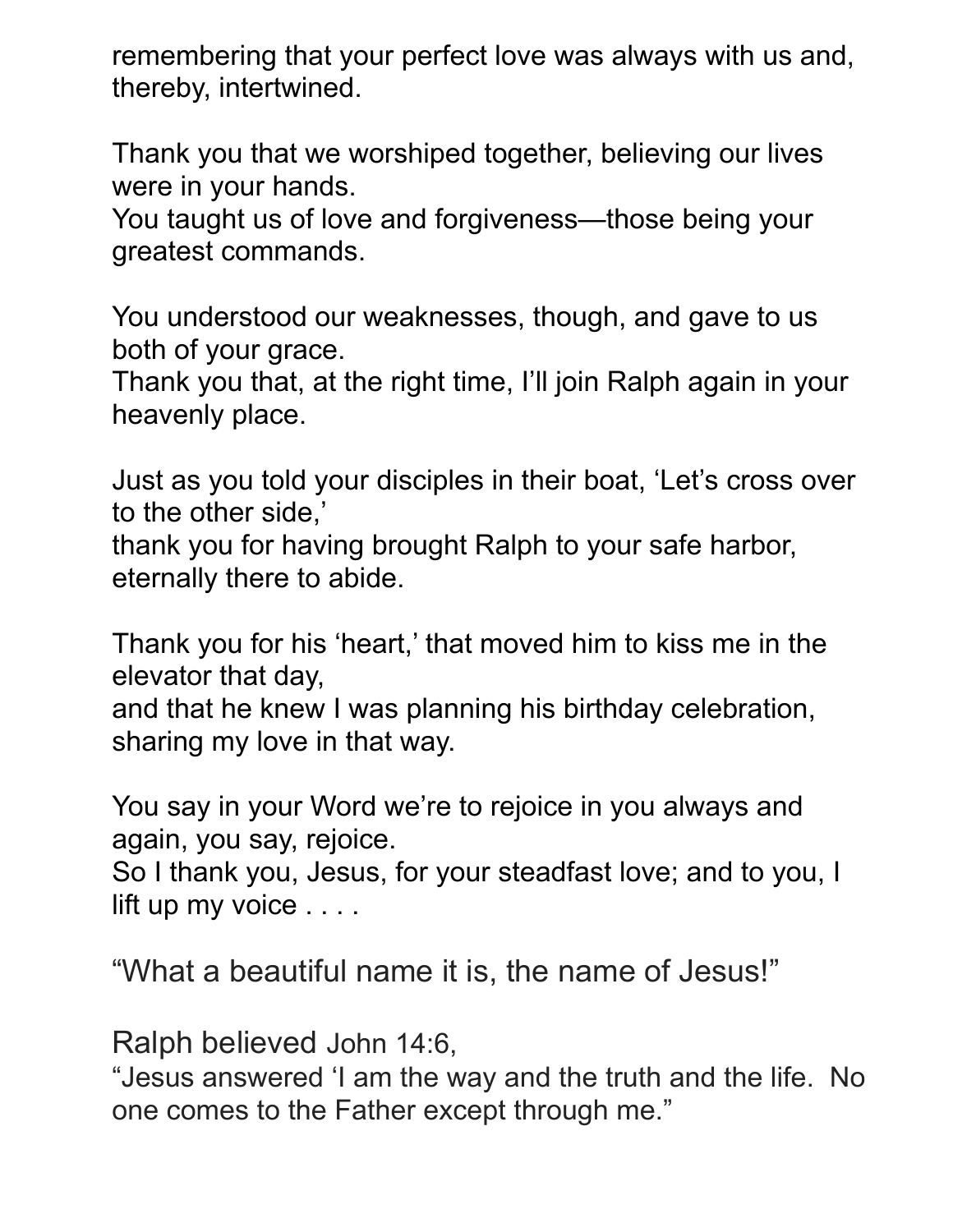remembering that your perfect love was always with us and, thereby, intertwined.

Thank you that we worshiped together, believing our lives were in your hands.
You taught us of love and forgiveness—those being your greatest commands.

You understood our weaknesses, though, and gave to us both of your grace.
Thank you that, at the right time, I'll join Ralph again in your heavenly place.

Just as you told your disciples in their boat, 'Let's cross over to the other side,'
thank you for having brought Ralph to your safe harbor, eternally there to abide.

Thank you for his 'heart,' that moved him to kiss me in the elevator that day,
and that he knew I was planning his birthday celebration, sharing my love in that way.

You say in your Word we're to rejoice in you always and again, you say, rejoice.
So I thank you, Jesus, for your steadfast love; and to you, I lift up my voice . . . .

"What a beautiful name it is, the name of Jesus!"

Ralph believed John 14:6,
"Jesus answered 'I am the way and the truth and the life. No one comes to the Father except through me."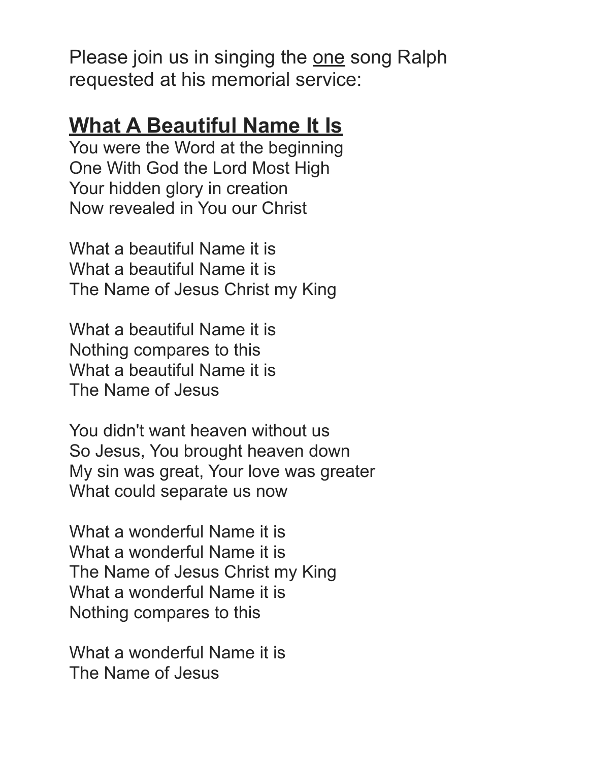Please join us in singing the <u>one</u> song Ralph requested at his memorial service:

## <u>What A Beautiful Name It Is</u>

You were the Word at the beginning
One With God the Lord Most High
Your hidden glory in creation
Now revealed in You our Christ

What a beautiful Name it is
What a beautiful Name it is
The Name of Jesus Christ my King

What a beautiful Name it is
Nothing compares to this
What a beautiful Name it is
The Name of Jesus

You didn't want heaven without us
So Jesus, You brought heaven down
My sin was great, Your love was greater
What could separate us now

What a wonderful Name it is
What a wonderful Name it is
The Name of Jesus Christ my King
What a wonderful Name it is
Nothing compares to this

What a wonderful Name it is
The Name of Jesus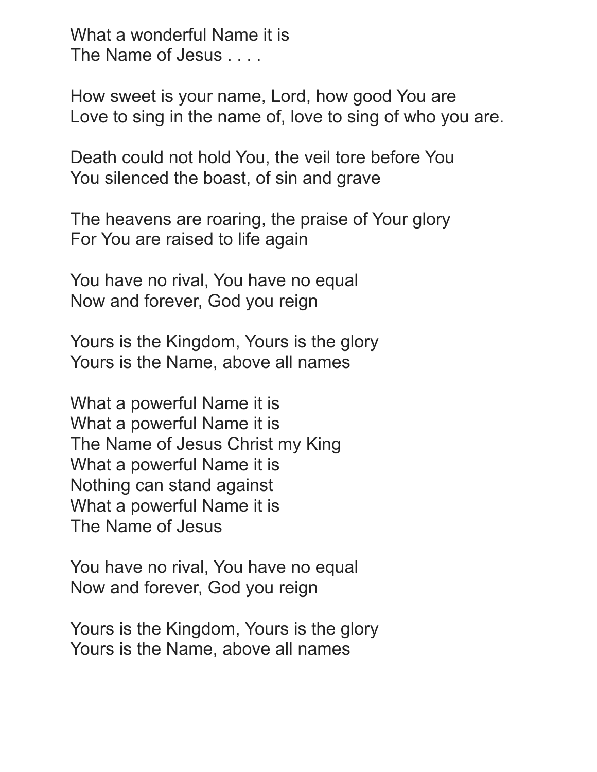What a wonderful Name it is
The Name of Jesus . . . .

How sweet is your name, Lord, how good You are
Love to sing in the name of, love to sing of who you are.

Death could not hold You, the veil tore before You
You silenced the boast, of sin and grave

The heavens are roaring, the praise of Your glory
For You are raised to life again

You have no rival, You have no equal
Now and forever, God you reign

Yours is the Kingdom, Yours is the glory
Yours is the Name, above all names

What a powerful Name it is
What a powerful Name it is
The Name of Jesus Christ my King
What a powerful Name it is
Nothing can stand against
What a powerful Name it is
The Name of Jesus

You have no rival, You have no equal
Now and forever, God you reign

Yours is the Kingdom, Yours is the glory
Yours is the Name, above all names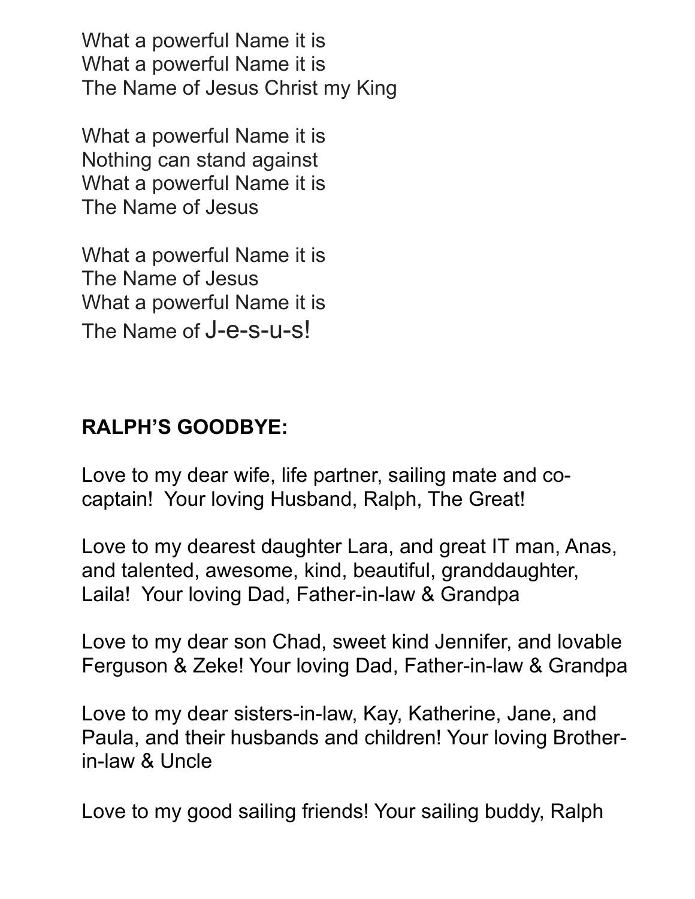What a powerful Name it is  
What a powerful Name it is  
The Name of Jesus Christ my King

What a powerful Name it is  
Nothing can stand against  
What a powerful Name it is  
The Name of Jesus

What a powerful Name it is  
The Name of Jesus  
What a powerful Name it is  
The Name of J-e-s-u-s!

**RALPH'S GOODBYE:**

Love to my dear wife, life partner, sailing mate and co-captain! Your loving Husband, Ralph, The Great!

Love to my dearest daughter Lara, and great IT man, Anas, and talented, awesome, kind, beautiful, granddaughter, Laila! Your loving Dad, Father-in-law & Grandpa

Love to my dear son Chad, sweet kind Jennifer, and lovable Ferguson & Zeke! Your loving Dad, Father-in-law & Grandpa

Love to my dear sisters-in-law, Kay, Katherine, Jane, and Paula, and their husbands and children! Your loving Brother-in-law & Uncle

Love to my good sailing friends! Your sailing buddy, Ralph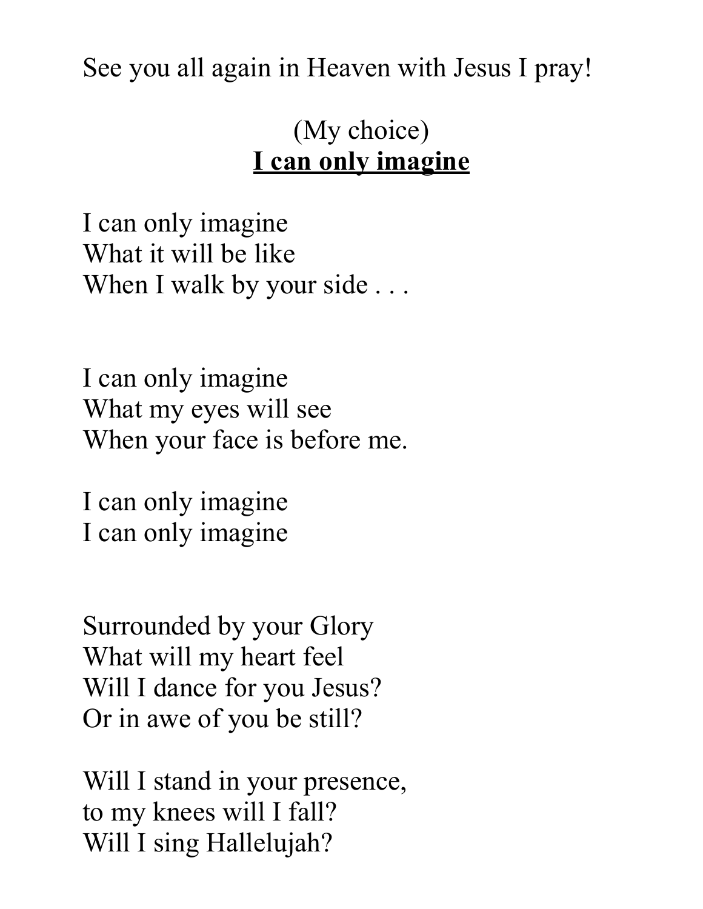See you all again in Heaven with Jesus I pray!

(My choice)

**I can only imagine**

I can only imagine
What it will be like
When I walk by your side . . .

I can only imagine
What my eyes will see
When your face is before me.

I can only imagine
I can only imagine

Surrounded by your Glory
What will my heart feel
Will I dance for you Jesus?
Or in awe of you be still?

Will I stand in your presence,
to my knees will I fall?
Will I sing Hallelujah?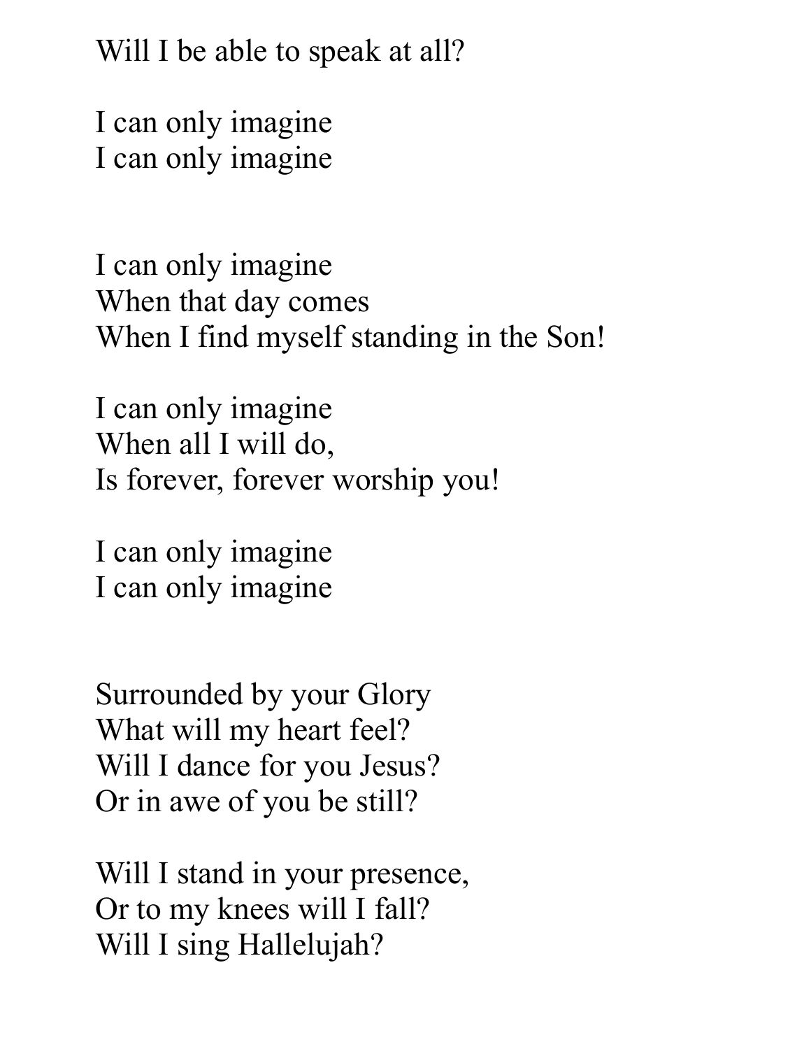Will I be able to speak at all?

I can only imagine  
I can only imagine

I can only imagine  
When that day comes  
When I find myself standing in the Son!

I can only imagine  
When all I will do,  
Is forever, forever worship you!

I can only imagine  
I can only imagine

Surrounded by your Glory  
What will my heart feel?  
Will I dance for you Jesus?  
Or in awe of you be still?

Will I stand in your presence,  
Or to my knees will I fall?  
Will I sing Hallelujah?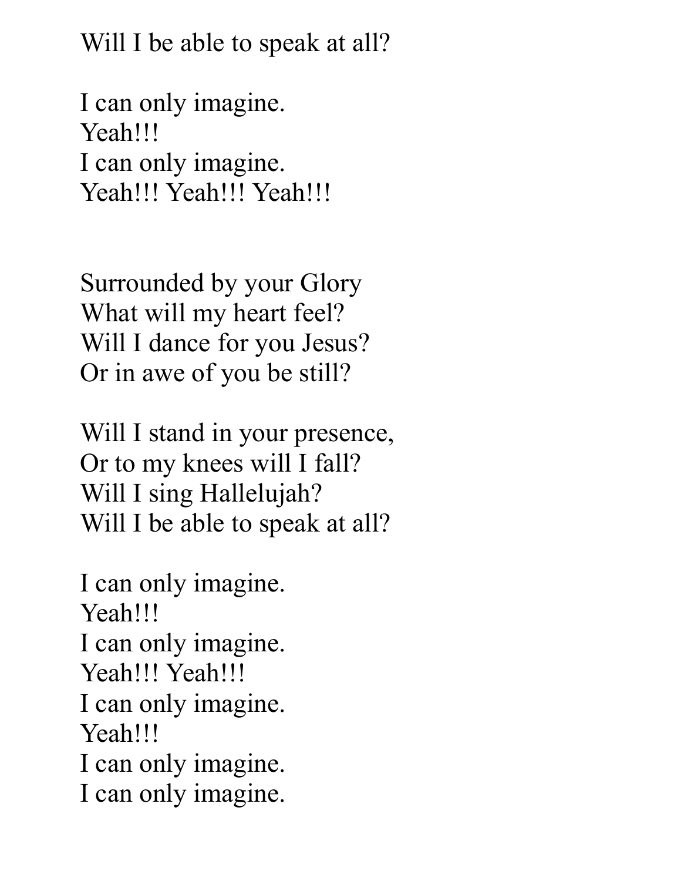Will I be able to speak at all?

I can only imagine.  
Yeah!!!  
I can only imagine.  
Yeah!!! Yeah!!! Yeah!!!

Surrounded by your Glory  
What will my heart feel?  
Will I dance for you Jesus?  
Or in awe of you be still?

Will I stand in your presence,  
Or to my knees will I fall?  
Will I sing Hallelujah?  
Will I be able to speak at all?

I can only imagine.  
Yeah!!!  
I can only imagine.  
Yeah!!! Yeah!!!  
I can only imagine.  
Yeah!!!  
I can only imagine.  
I can only imagine.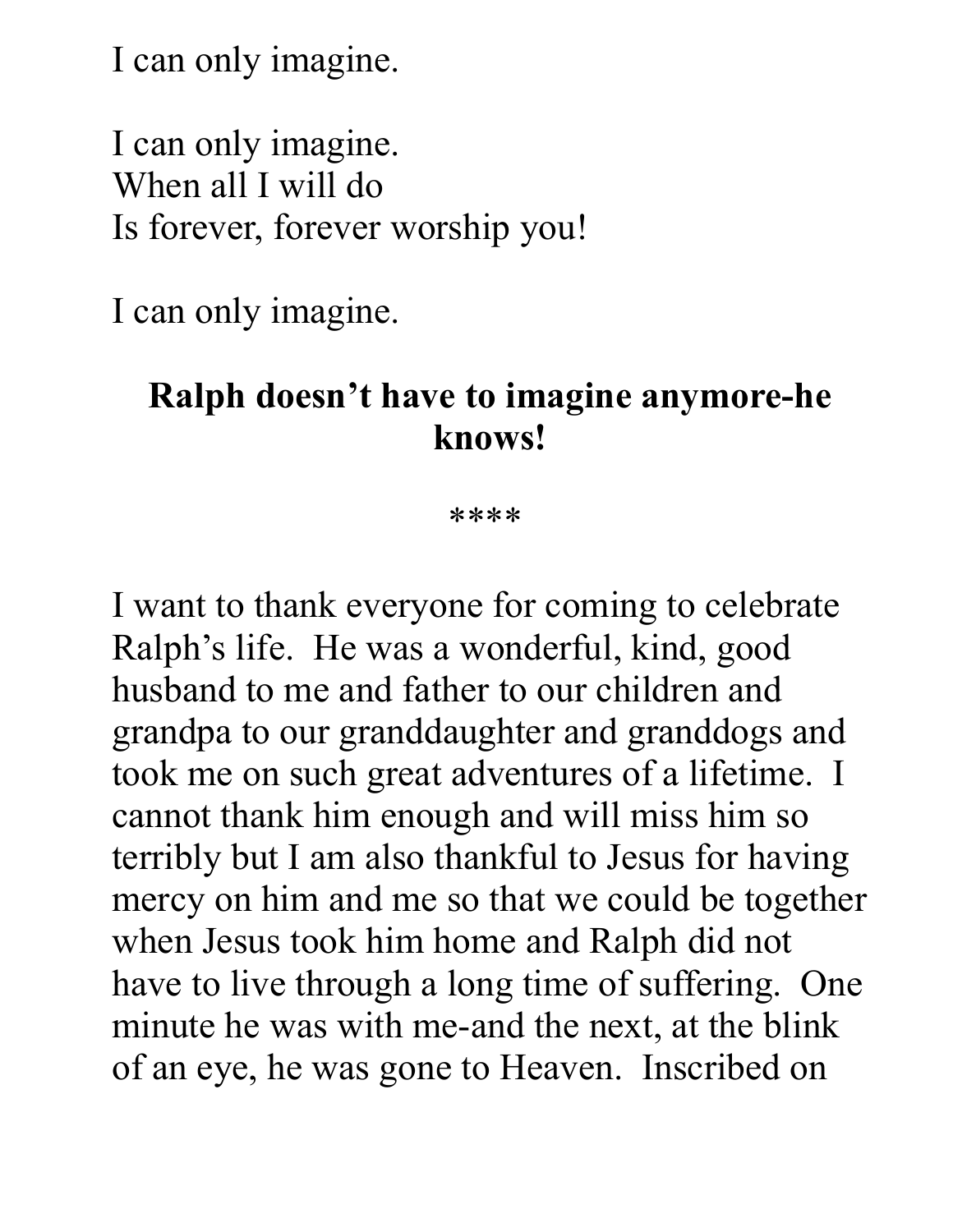I can only imagine.

I can only imagine.
When all I will do
Is forever, forever worship you!

I can only imagine.

**Ralph doesn't have to imagine anymore-he knows!**

****

I want to thank everyone for coming to celebrate Ralph's life. He was a wonderful, kind, good husband to me and father to our children and grandpa to our granddaughter and granddogs and took me on such great adventures of a lifetime. I cannot thank him enough and will miss him so terribly but I am also thankful to Jesus for having mercy on him and me so that we could be together when Jesus took him home and Ralph did not have to live through a long time of suffering. One minute he was with me-and the next, at the blink of an eye, he was gone to Heaven. Inscribed on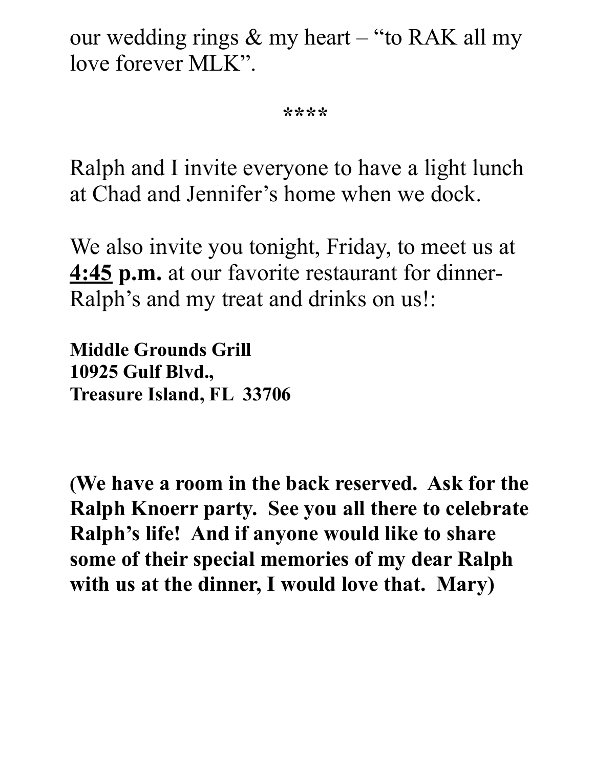our wedding rings & my heart – "to RAK all my love forever MLK".

\*\*\*\*

Ralph and I invite everyone to have a light lunch at Chad and Jennifer's home when we dock.

We also invite you tonight, Friday, to meet us at **<u>4:45</u> p.m.** at our favorite restaurant for dinner- Ralph's and my treat and drinks on us!:

**Middle Grounds Grill**
**10925 Gulf Blvd.,**
**Treasure Island, FL 33706**

**(We have a room in the back reserved. Ask for the Ralph Knoerr party. See you all there to celebrate Ralph's life! And if anyone would like to share some of their special memories of my dear Ralph with us at the dinner, I would love that. Mary)**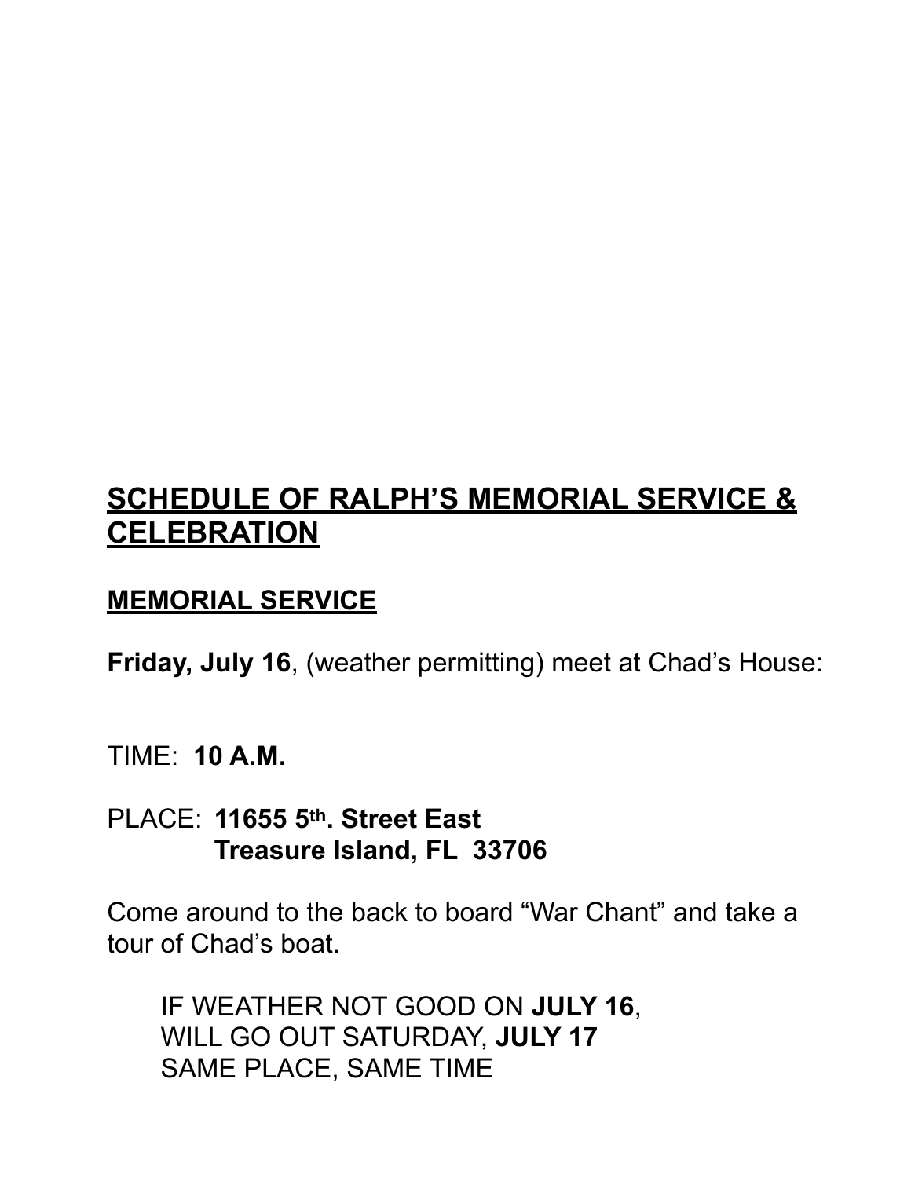## SCHEDULE OF RALPH'S MEMORIAL SERVICE & CELEBRATION

### MEMORIAL SERVICE

**Friday, July 16**, (weather permitting) meet at Chad's House:

TIME: **10 A.M.**

PLACE: **11655 5th. Street East**
**Treasure Island, FL 33706**

Come around to the back to board "War Chant" and take a tour of Chad's boat.

> IF WEATHER NOT GOOD ON **JULY 16**,
> WILL GO OUT SATURDAY, **JULY 17**
> SAME PLACE, SAME TIME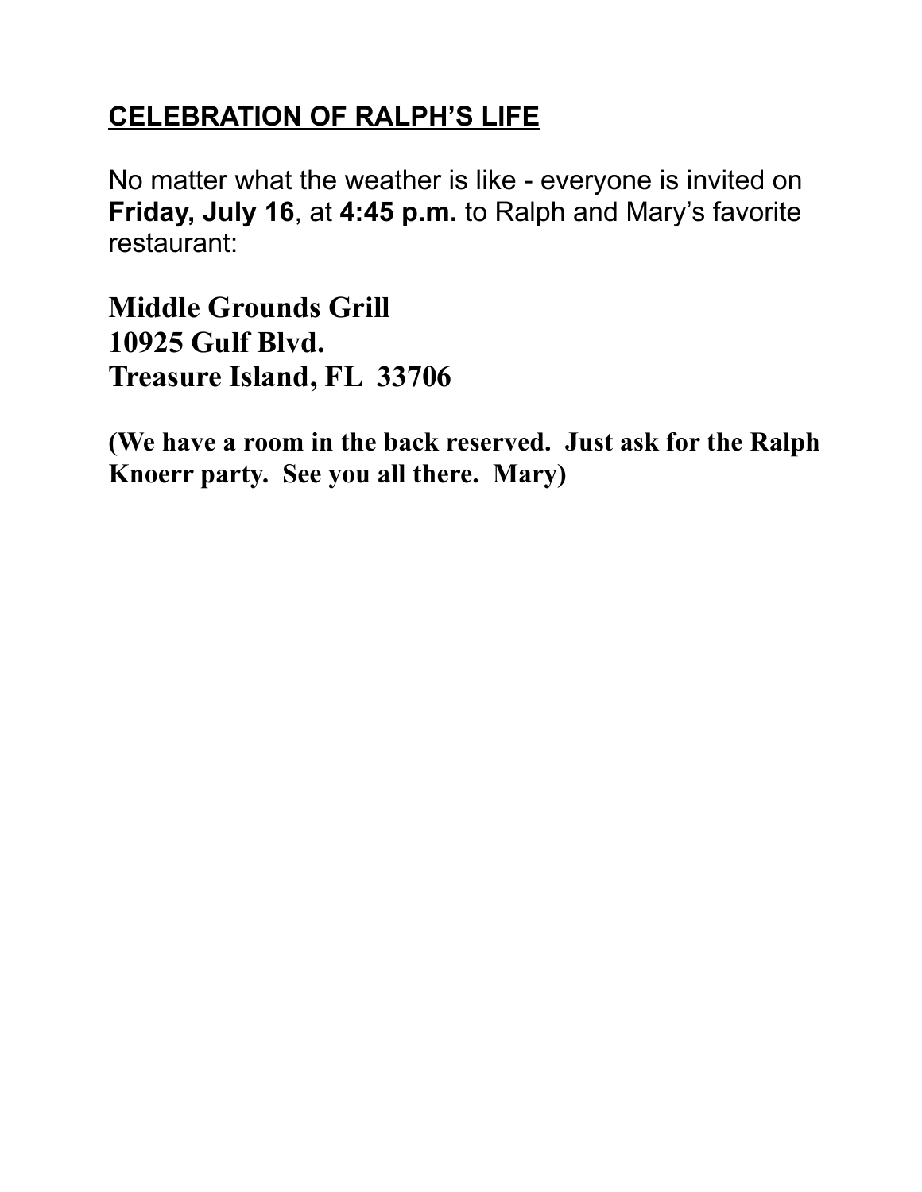## CELEBRATION OF RALPH'S LIFE

No matter what the weather is like - everyone is invited on **Friday, July 16**, at **4:45 p.m.** to Ralph and Mary's favorite restaurant:

**Middle Grounds Grill**
**10925 Gulf Blvd.**
**Treasure Island, FL 33706**

**(We have a room in the back reserved. Just ask for the Ralph Knoerr party. See you all there. Mary)**